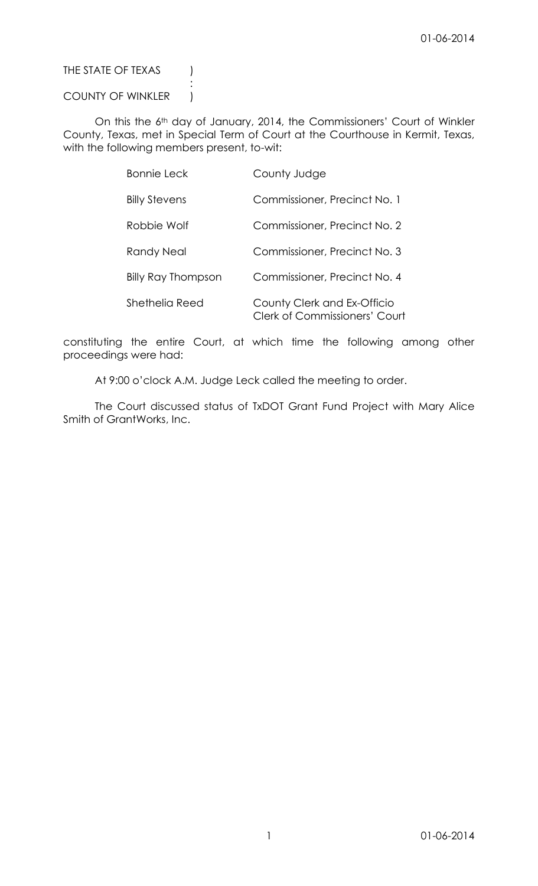THE STATE OF TEXAS )
:
COUNTY OF WINKLER )

On this the 6th day of January, 2014, the Commissioners' Court of Winkler County, Texas, met in Special Term of Court at the Courthouse in Kermit, Texas, with the following members present, to-wit:

| | |
|---|---|
| Bonnie Leck | County Judge |
| Billy Stevens | Commissioner, Precinct No. 1 |
| Robbie Wolf | Commissioner, Precinct No. 2 |
| Randy Neal | Commissioner, Precinct No. 3 |
| Billy Ray Thompson | Commissioner, Precinct No. 4 |
| Shethelia Reed | County Clerk and Ex-Officio Clerk of Commissioners' Court |

constituting the entire Court, at which time the following among other proceedings were had:

At 9:00 o'clock A.M. Judge Leck called the meeting to order.

The Court discussed status of TxDOT Grant Fund Project with Mary Alice Smith of GrantWorks, Inc.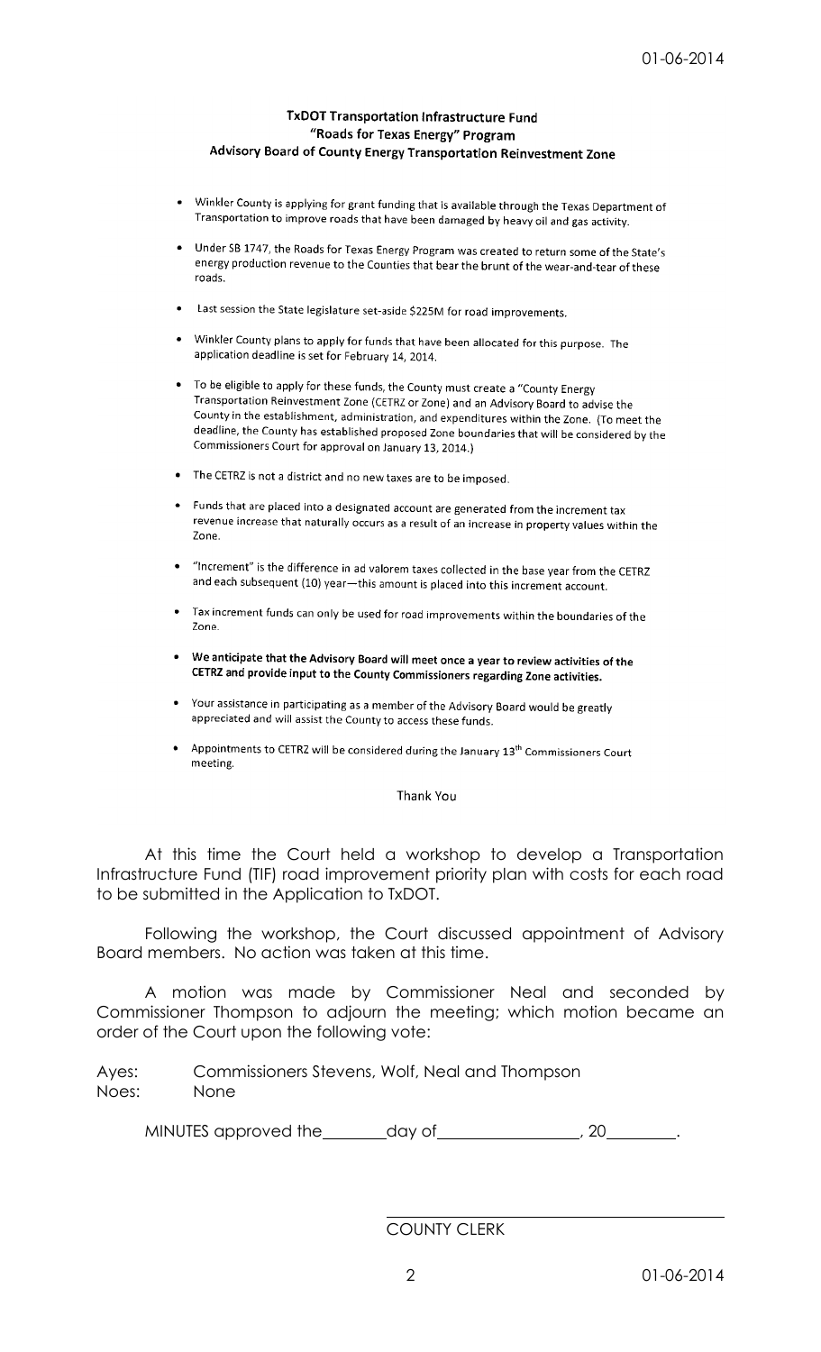**TxDOT Transportation Infrastructure Fund**
**"Roads for Texas Energy" Program**
**Advisory Board of County Energy Transportation Reinvestment Zone**

- Winkler County is applying for grant funding that is available through the Texas Department of Transportation to improve roads that have been damaged by heavy oil and gas activity.
- Under SB 1747, the Roads for Texas Energy Program was created to return some of the State's energy production revenue to the Counties that bear the brunt of the wear-and-tear of these roads.
- Last session the State legislature set-aside $225M for road improvements.
- Winkler County plans to apply for funds that have been allocated for this purpose. The application deadline is set for February 14, 2014.
- To be eligible to apply for these funds, the County must create a "County Energy Transportation Reinvestment Zone (CETRZ or Zone) and an Advisory Board to advise the County in the establishment, administration, and expenditures within the Zone. (To meet the deadline, the County has established proposed Zone boundaries that will be considered by the Commissioners Court for approval on January 13, 2014.)
- The CETRZ is not a district and no new taxes are to be imposed.
- Funds that are placed into a designated account are generated from the increment tax revenue increase that naturally occurs as a result of an increase in property values within the Zone.
- "Increment" is the difference in ad valorem taxes collected in the base year from the CETRZ and each subsequent (10) year—this amount is placed into this increment account.
- Tax increment funds can only be used for road improvements within the boundaries of the Zone.
- **We anticipate that the Advisory Board will meet once a year to review activities of the CETRZ and provide input to the County Commissioners regarding Zone activities.**
- Your assistance in participating as a member of the Advisory Board would be greatly appreciated and will assist the County to access these funds.
- Appointments to CETRZ will be considered during the January 13th Commissioners Court meeting.

Thank You

At this time the Court held a workshop to develop a Transportation Infrastructure Fund (TIF) road improvement priority plan with costs for each road to be submitted in the Application to TxDOT.

Following the workshop, the Court discussed appointment of Advisory Board members. No action was taken at this time.

A motion was made by Commissioner Neal and seconded by Commissioner Thompson to adjourn the meeting; which motion became an order of the Court upon the following vote:

Ayes: Commissioners Stevens, Wolf, Neal and Thompson
Noes: None

MINUTES approved the\_\_\_\_\_\_\_day of\_\_\_\_\_\_\_\_\_\_\_\_\_\_\_\_, 20\_\_\_\_\_\_\_\_.

\_\_\_\_\_\_\_\_\_\_\_\_\_\_\_\_\_\_\_\_\_\_\_\_\_\_\_\_\_\_\_\_\_\_\_\_
COUNTY CLERK